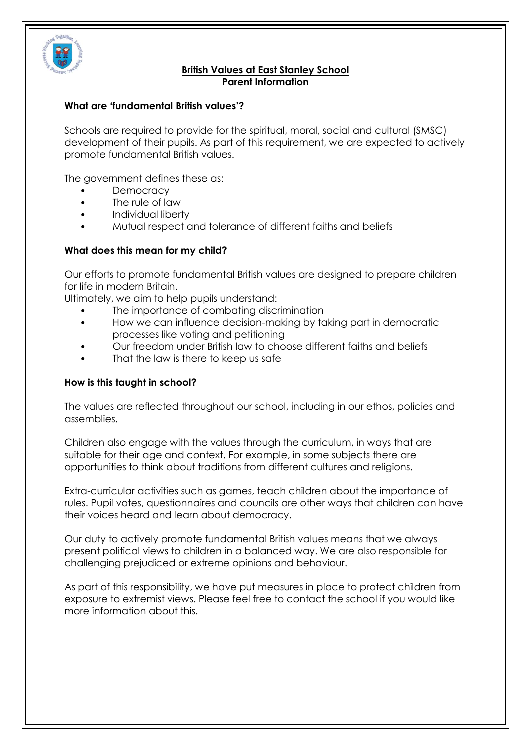# British Values at East Stanley School
## Parent Information

### What are 'fundamental British values'?

Schools are required to provide for the spiritual, moral, social and cultural (SMSC) development of their pupils. As part of this requirement, we are expected to actively promote fundamental British values.

The government defines these as:

- Democracy
- The rule of law
- Individual liberty
- Mutual respect and tolerance of different faiths and beliefs

### What does this mean for my child?

Our efforts to promote fundamental British values are designed to prepare children for life in modern Britain.
Ultimately, we aim to help pupils understand:

- The importance of combating discrimination
- How we can influence decision-making by taking part in democratic processes like voting and petitioning
- Our freedom under British law to choose different faiths and beliefs
- That the law is there to keep us safe

### How is this taught in school?

The values are reflected throughout our school, including in our ethos, policies and assemblies.

Children also engage with the values through the curriculum, in ways that are suitable for their age and context. For example, in some subjects there are opportunities to think about traditions from different cultures and religions.

Extra-curricular activities such as games, teach children about the importance of rules. Pupil votes, questionnaires and councils are other ways that children can have their voices heard and learn about democracy.

Our duty to actively promote fundamental British values means that we always present political views to children in a balanced way. We are also responsible for challenging prejudiced or extreme opinions and behaviour.

As part of this responsibility, we have put measures in place to protect children from exposure to extremist views. Please feel free to contact the school if you would like more information about this.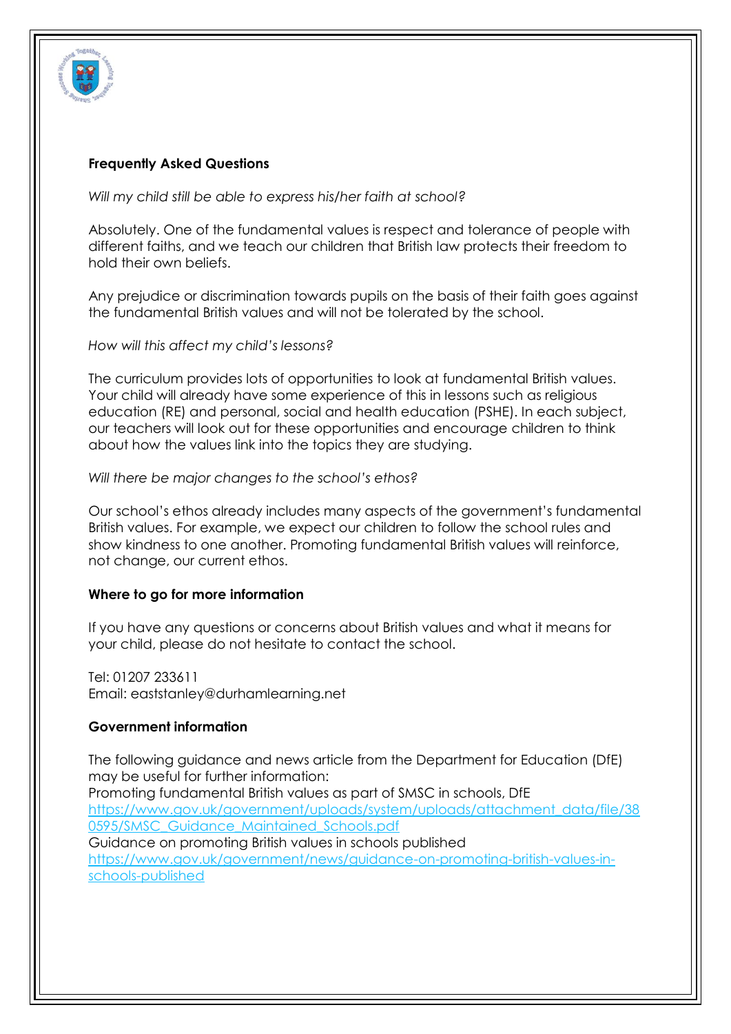**Frequently Asked Questions**

*Will my child still be able to express his/her faith at school?*

Absolutely. One of the fundamental values is respect and tolerance of people with different faiths, and we teach our children that British law protects their freedom to hold their own beliefs.

Any prejudice or discrimination towards pupils on the basis of their faith goes against the fundamental British values and will not be tolerated by the school.

*How will this affect my child's lessons?*

The curriculum provides lots of opportunities to look at fundamental British values. Your child will already have some experience of this in lessons such as religious education (RE) and personal, social and health education (PSHE). In each subject, our teachers will look out for these opportunities and encourage children to think about how the values link into the topics they are studying.

*Will there be major changes to the school's ethos?*

Our school's ethos already includes many aspects of the government's fundamental British values. For example, we expect our children to follow the school rules and show kindness to one another. Promoting fundamental British values will reinforce, not change, our current ethos.

**Where to go for more information**

If you have any questions or concerns about British values and what it means for your child, please do not hesitate to contact the school.

Tel: 01207 233611
Email: eaststanley@durhamlearning.net

**Government information**

The following guidance and news article from the Department for Education (DfE) may be useful for further information:
Promoting fundamental British values as part of SMSC in schools, DfE
https://www.gov.uk/government/uploads/system/uploads/attachment_data/file/380595/SMSC_Guidance_Maintained_Schools.pdf
Guidance on promoting British values in schools published
https://www.gov.uk/government/news/guidance-on-promoting-british-values-in-schools-published